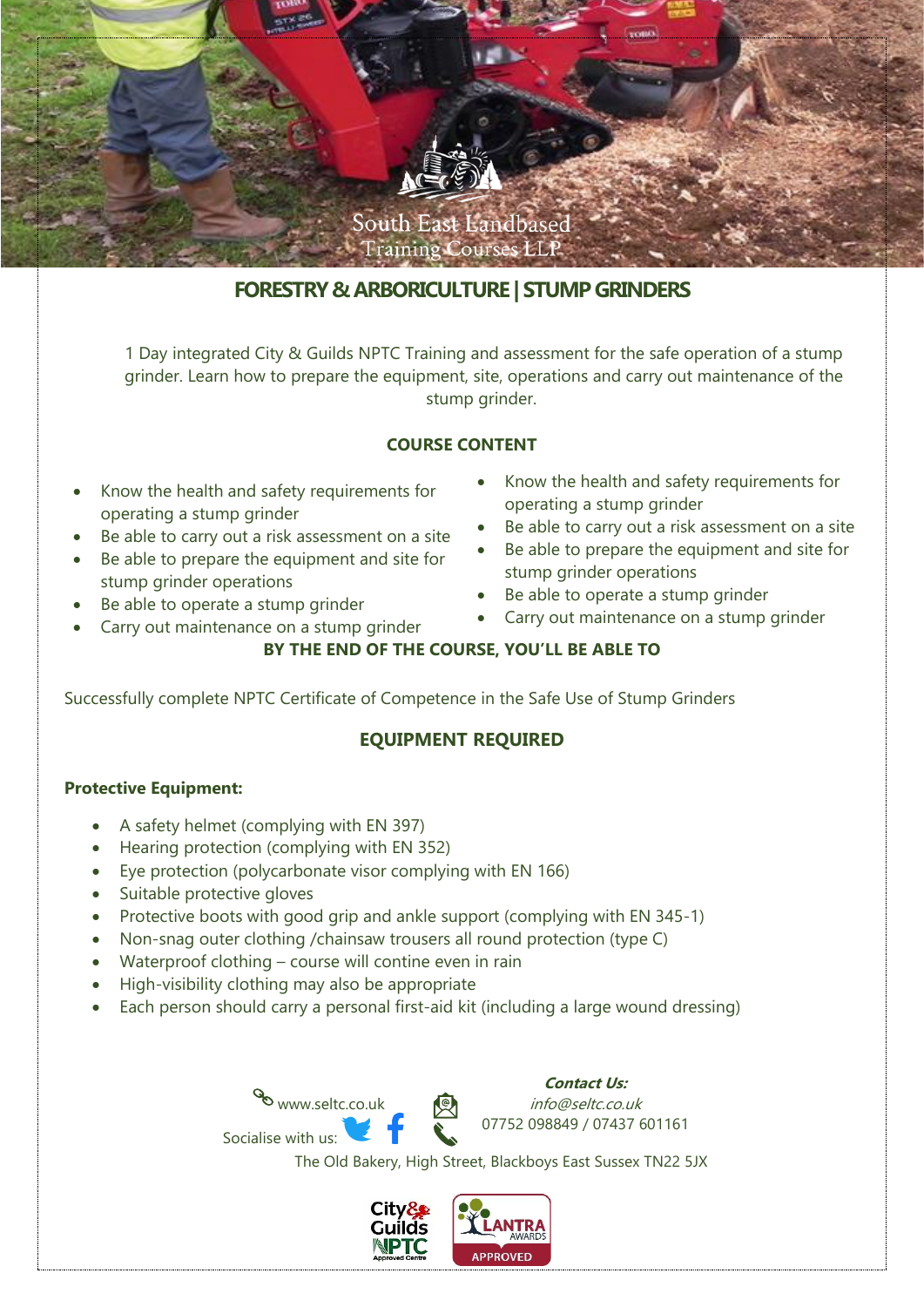South East Landbased Training Courses LLP

# FORESTRY & ARBORICULTURE | STUMP GRINDERS

1 Day integrated City & Guilds NPTC Training and assessment for the safe operation of a stump grinder. Learn how to prepare the equipment, site, operations and carry out maintenance of the stump grinder.

## COURSE CONTENT

- Know the health and safety requirements for operating a stump grinder
- Be able to carry out a risk assessment on a site
- Be able to prepare the equipment and site for stump grinder operations
- Be able to operate a stump grinder
- Carry out maintenance on a stump grinder

- Know the health and safety requirements for operating a stump grinder
- Be able to carry out a risk assessment on a site
- Be able to prepare the equipment and site for stump grinder operations
- Be able to operate a stump grinder
- Carry out maintenance on a stump grinder

## BY THE END OF THE COURSE, YOU'LL BE ABLE TO

Successfully complete NPTC Certificate of Competence in the Safe Use of Stump Grinders

## EQUIPMENT REQUIRED

**Protective Equipment:**

- A safety helmet (complying with EN 397)
- Hearing protection (complying with EN 352)
- Eye protection (polycarbonate visor complying with EN 166)
- Suitable protective gloves
- Protective boots with good grip and ankle support (complying with EN 345-1)
- Non-snag outer clothing /chainsaw trousers all round protection (type C)
- Waterproof clothing – course will contine even in rain
- High-visibility clothing may also be appropriate
- Each person should carry a personal first-aid kit (including a large wound dressing)

www.seltc.co.uk

Socialise with us:

***Contact Us:***

*info@seltc.co.uk*

07752 098849 / 07437 601161

The Old Bakery, High Street, Blackboys East Sussex TN22 5JX

City & Guilds NPTC Approved Centre

LANTRA AWARDS APPROVED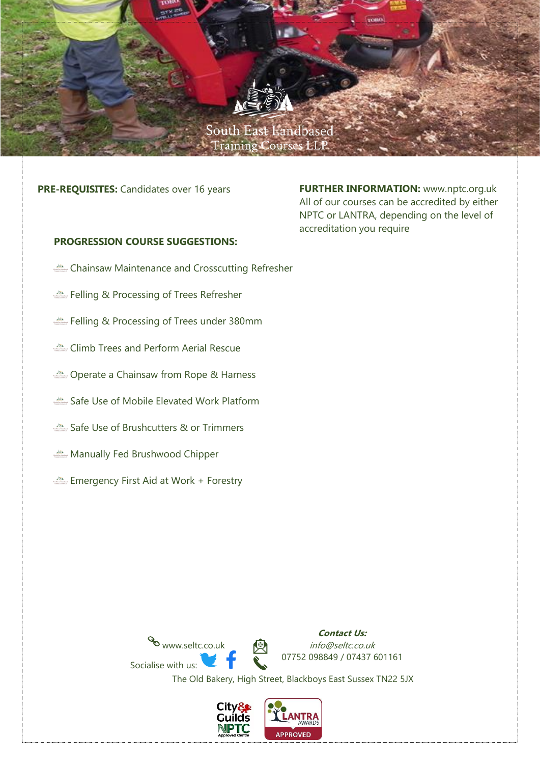South East Landbased Training Courses LLP

**PRE-REQUISITES:** Candidates over 16 years

**FURTHER INFORMATION:** www.nptc.org.uk
All of our courses can be accredited by either NPTC or LANTRA, depending on the level of accreditation you require

**PROGRESSION COURSE SUGGESTIONS:**

- Chainsaw Maintenance and Crosscutting Refresher
- Felling & Processing of Trees Refresher
- Felling & Processing of Trees under 380mm
- Climb Trees and Perform Aerial Rescue
- Operate a Chainsaw from Rope & Harness
- Safe Use of Mobile Elevated Work Platform
- Safe Use of Brushcutters & or Trimmers
- Manually Fed Brushwood Chipper
- Emergency First Aid at Work + Forestry

www.seltc.co.uk

Socialise with us:

***Contact Us:***

*info@seltc.co.uk*

07752 098849 / 07437 601161

The Old Bakery, High Street, Blackboys East Sussex TN22 5JX

City & Guilds NPTC Approved Centre

LANTRA AWARDS APPROVED